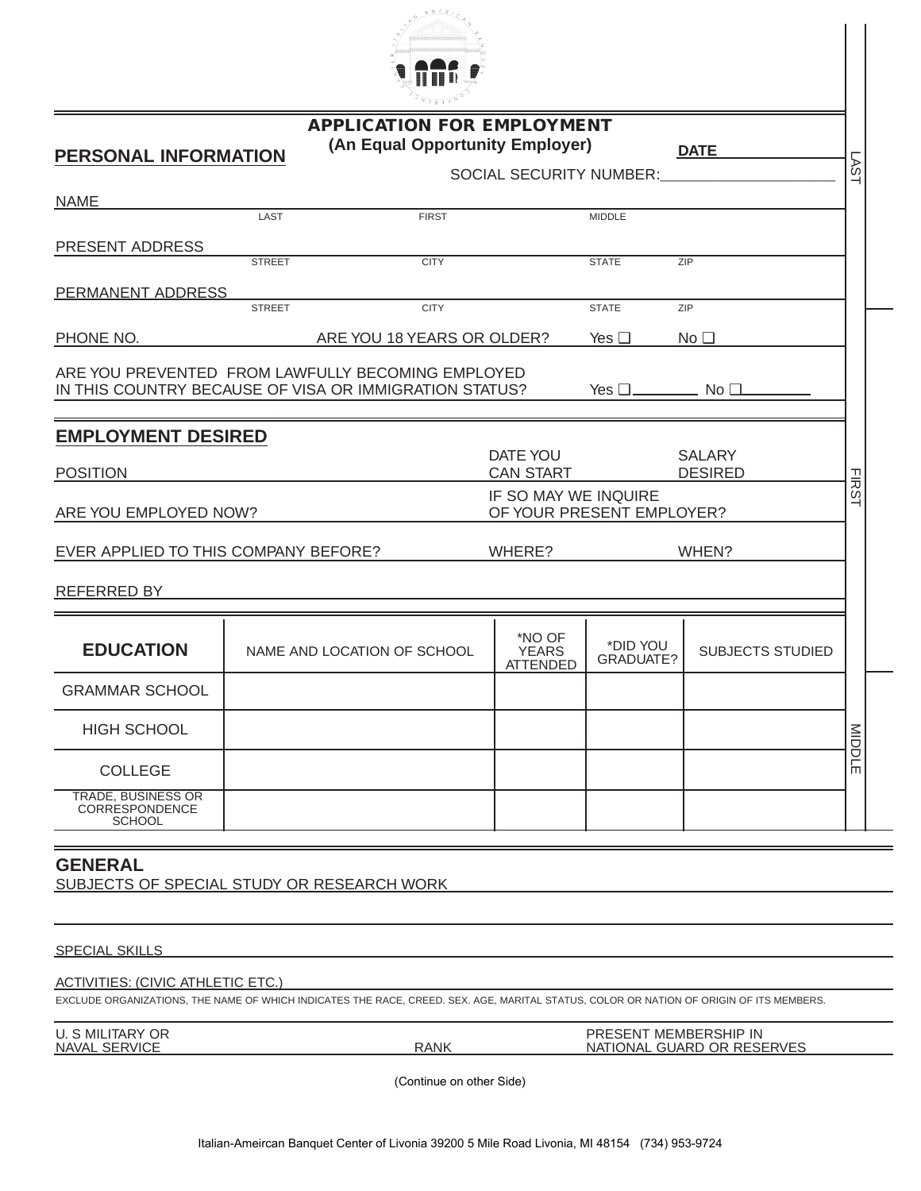## APPLICATION FOR EMPLOYMENT

**(An Equal Opportunity Employer)**

## PERSONAL INFORMATION

**DATE** ____________

SOCIAL SECURITY NUMBER: ____________________

NAME ____________________
LAST FIRST MIDDLE

PRESENT ADDRESS ____________________
STREET CITY STATE ZIP

PERMANENT ADDRESS ____________________
STREET CITY STATE ZIP

PHONE NO. ____________ ARE YOU 18 YEARS OR OLDER? Yes ❑ No ❑

ARE YOU PREVENTED FROM LAWFULLY BECOMING EMPLOYED IN THIS COUNTRY BECAUSE OF VISA OR IMMIGRATION STATUS? Yes ❑ ________ No ❑ ________

## EMPLOYMENT DESIRED

POSITION ____________ DATE YOU CAN START ____________ SALARY DESIRED ____________

ARE YOU EMPLOYED NOW? ____________ IF SO MAY WE INQUIRE OF YOUR PRESENT EMPLOYER? ____________

EVER APPLIED TO THIS COMPANY BEFORE? ____________ WHERE? ____________ WHEN? ____________

REFERRED BY ____________________

| EDUCATION | NAME AND LOCATION OF SCHOOL | *NO OF YEARS ATTENDED | *DID YOU GRADUATE? | SUBJECTS STUDIED |
|---|---|---|---|---|
| GRAMMAR SCHOOL | | | | |
| HIGH SCHOOL | | | | |
| COLLEGE | | | | |
| TRADE, BUSINESS OR CORRESPONDENCE SCHOOL | | | | |

## GENERAL

SUBJECTS OF SPECIAL STUDY OR RESEARCH WORK ____________________

SPECIAL SKILLS ____________________

ACTIVITIES: (CIVIC ATHLETIC ETC.) ____________________

EXCLUDE ORGANIZATIONS, THE NAME OF WHICH INDICATES THE RACE, CREED. SEX. AGE, MARITAL STATUS, COLOR OR NATION OF ORIGIN OF ITS MEMBERS.

U. S MILITARY OR NAVAL SERVICE ____________ RANK ____________ PRESENT MEMBERSHIP IN NATIONAL GUARD OR RESERVES ____________

(Continue on other Side)

LAST FIRST MIDDLE

Italian-Ameircan Banquet Center of Livonia 39200 5 Mile Road Livonia, MI 48154 (734) 953-9724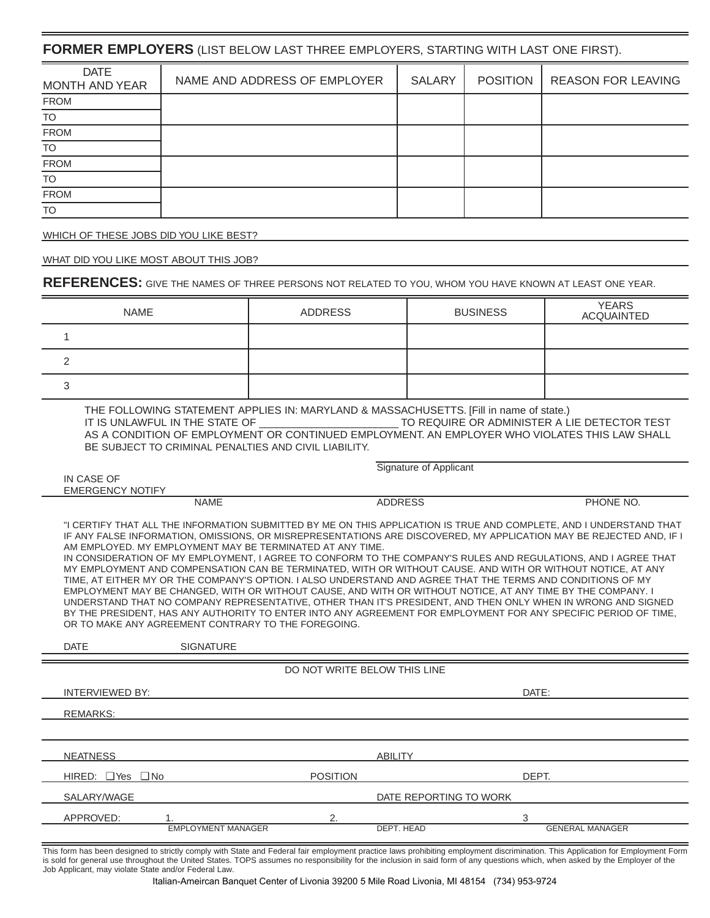## FORMER EMPLOYERS (LIST BELOW LAST THREE EMPLOYERS, STARTING WITH LAST ONE FIRST).

| DATE MONTH AND YEAR | NAME AND ADDRESS OF EMPLOYER | SALARY | POSITION | REASON FOR LEAVING |
|---|---|---|---|---|
| FROM | | | | |
| TO | | | | |
| FROM | | | | |
| TO | | | | |
| FROM | | | | |
| TO | | | | |
| FROM | | | | |
| TO | | | | |

WHICH OF THESE JOBS DID YOU LIKE BEST? ____________________

WHAT DID YOU LIKE MOST ABOUT THIS JOB? ____________________

## REFERENCES: GIVE THE NAMES OF THREE PERSONS NOT RELATED TO YOU, WHOM YOU HAVE KNOWN AT LEAST ONE YEAR.

| NAME | ADDRESS | BUSINESS | YEARS ACQUAINTED |
|---|---|---|---|
| 1 | | | |
| 2 | | | |
| 3 | | | |

THE FOLLOWING STATEMENT APPLIES IN: MARYLAND & MASSACHUSETTS. [Fill in name of state.]
IT IS UNLAWFUL IN THE STATE OF ________________________ TO REQUIRE OR ADMINISTER A LIE DETECTOR TEST AS A CONDITION OF EMPLOYMENT OR CONTINUED EMPLOYMENT. AN EMPLOYER WHO VIOLATES THIS LAW SHALL BE SUBJECT TO CRIMINAL PENALTIES AND CIVIL LIABILITY.

____________________
Signature of Applicant

IN CASE OF EMERGENCY NOTIFY ____________________

NAME ADDRESS PHONE NO.

"I CERTIFY THAT ALL THE INFORMATION SUBMITTED BY ME ON THIS APPLICATION IS TRUE AND COMPLETE, AND I UNDERSTAND THAT IF ANY FALSE INFORMATION, OMISSIONS, OR MISREPRESENTATIONS ARE DISCOVERED, MY APPLICATION MAY BE REJECTED AND, IF I AM EMPLOYED. MY EMPLOYMENT MAY BE TERMINATED AT ANY TIME.
IN CONSIDERATION OF MY EMPLOYMENT, I AGREE TO CONFORM TO THE COMPANY'S RULES AND REGULATIONS, AND I AGREE THAT MY EMPLOYMENT AND COMPENSATION CAN BE TERMINATED, WITH OR WITHOUT CAUSE. AND WITH OR WITHOUT NOTICE, AT ANY TIME, AT EITHER MY OR THE COMPANY'S OPTION. I ALSO UNDERSTAND AND AGREE THAT THE TERMS AND CONDITIONS OF MY EMPLOYMENT MAY BE CHANGED, WITH OR WITHOUT CAUSE, AND WITH OR WITHOUT NOTICE, AT ANY TIME BY THE COMPANY. I UNDERSTAND THAT NO COMPANY REPRESENTATIVE, OTHER THAN IT'S PRESIDENT, AND THEN ONLY WHEN IN WRONG AND SIGNED BY THE PRESIDENT, HAS ANY AUTHORITY TO ENTER INTO ANY AGREEMENT FOR EMPLOYMENT FOR ANY SPECIFIC PERIOD OF TIME, OR TO MAKE ANY AGREEMENT CONTRARY TO THE FOREGOING.

DATE ____________ SIGNATURE ____________________

DO NOT WRITE BELOW THIS LINE

INTERVIEWED BY: ____________________ DATE: ____________

REMARKS: ____________________

NEATNESS ____________________ ABILITY ____________________

HIRED: ❑ Yes ❑ No POSITION ____________ DEPT. ____________

SALARY/WAGE ____________ DATE REPORTING TO WORK ____________

APPROVED: 1. ____________ 2. ____________ 3 ____________

EMPLOYMENT MANAGER DEPT. HEAD GENERAL MANAGER

This form has been designed to strictly comply with State and Federal fair employment practice laws prohibiting employment discrimination. This Application for Employment Form is sold for general use throughout the United States. TOPS assumes no responsibility for the inclusion in said form of any questions which, when asked by the Employer of the Job Applicant, may violate State and/or Federal Law.

Italian-Ameircan Banquet Center of Livonia 39200 5 Mile Road Livonia, MI 48154 (734) 953-9724